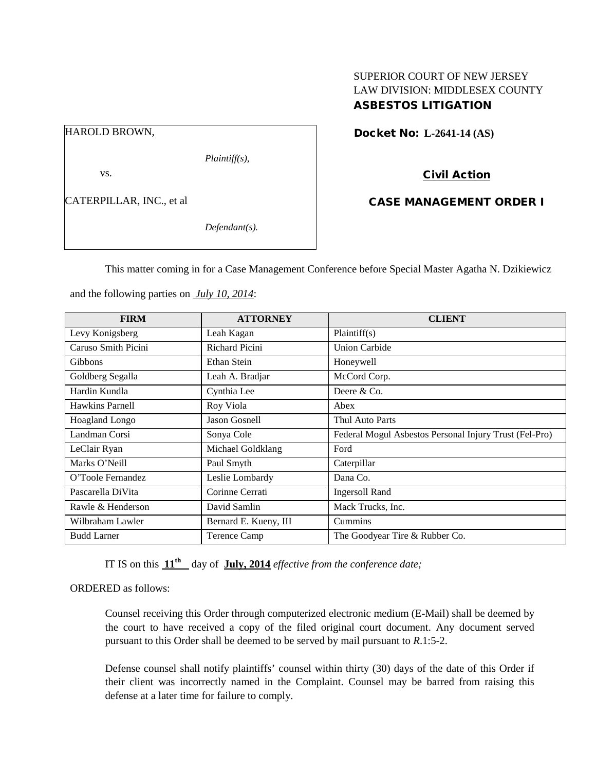SUPERIOR COURT OF NEW JERSEY
LAW DIVISION: MIDDLESEX COUNTY
**ASBESTOS LITIGATION**

HARODLD BROWN,

*Plaintiff(s),*

vs.

CATERPILLAR, INC., et al

*Defendant(s).*

**Docket No: L-2641-14 (AS)**

**Civil Action**

**CASE MANAGEMENT ORDER I**

This matter coming in for a Case Management Conference before Special Master Agatha N. Dzikiewicz and the following parties on *July 10, 2014*:

| FIRM | ATTORNEY | CLIENT |
|---|---|---|
| Levy Konigsberg | Leah Kagan | Plaintiff(s) |
| Caruso Smith Picini | Richard Picini | Union Carbide |
| Gibbons | Ethan Stein | Honeywell |
| Goldberg Segalla | Leah A. Bradjar | McCord Corp. |
| Hardin Kundla | Cynthia Lee | Deere & Co. |
| Hawkins Parnell | Roy Viola | Abex |
| Hoagland Longo | Jason Gosnell | Thul Auto Parts |
| Landman Corsi | Sonya Cole | Federal Mogul Asbestos Personal Injury Trust (Fel-Pro) |
| LeClair Ryan | Michael Goldklang | Ford |
| Marks O'Neill | Paul Smyth | Caterpillar |
| O'Toole Fernandez | Leslie Lombardy | Dana Co. |
| Pascarella DiVita | Corinne Cerrati | Ingersoll Rand |
| Rawle & Henderson | David Samlin | Mack Trucks, Inc. |
| Wilbraham Lawler | Bernard E. Kueny, III | Cummins |
| Budd Larner | Terence Camp | The Goodyear Tire & Rubber Co. |

IT IS on this **11th** day of **July, 2014** *effective from the conference date;*

ORDERED as follows:

Counsel receiving this Order through computerized electronic medium (E-Mail) shall be deemed by the court to have received a copy of the filed original court document. Any document served pursuant to this Order shall be deemed to be served by mail pursuant to *R*.1:5-2.

Defense counsel shall notify plaintiffs' counsel within thirty (30) days of the date of this Order if their client was incorrectly named in the Complaint. Counsel may be barred from raising this defense at a later time for failure to comply.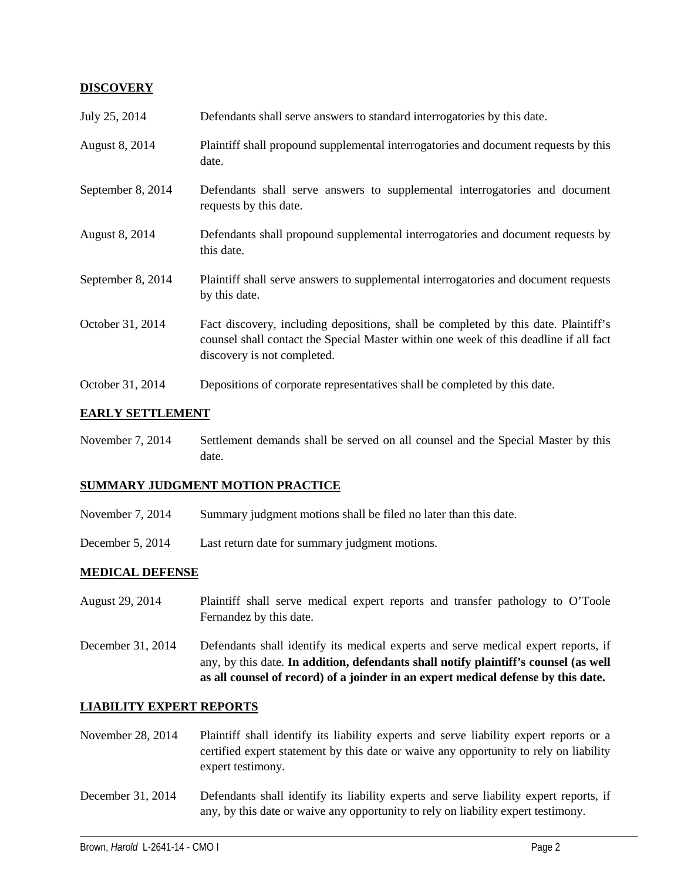## DISCOVERY

| | |
|---|---|
| July 25, 2014 | Defendants shall serve answers to standard interrogatories by this date. |
| August 8, 2014 | Plaintiff shall propound supplemental interrogatories and document requests by this date. |
| September 8, 2014 | Defendants shall serve answers to supplemental interrogatories and document requests by this date. |
| August 8, 2014 | Defendants shall propound supplemental interrogatories and document requests by this date. |
| September 8, 2014 | Plaintiff shall serve answers to supplemental interrogatories and document requests by this date. |
| October 31, 2014 | Fact discovery, including depositions, shall be completed by this date. Plaintiff's counsel shall contact the Special Master within one week of this deadline if all fact discovery is not completed. |
| October 31, 2014 | Depositions of corporate representatives shall be completed by this date. |

## EARLY SETTLEMENT

| | |
|---|---|
| November 7, 2014 | Settlement demands shall be served on all counsel and the Special Master by this date. |

## SUMMARY JUDGMENT MOTION PRACTICE

| | |
|---|---|
| November 7, 2014 | Summary judgment motions shall be filed no later than this date. |
| December 5, 2014 | Last return date for summary judgment motions. |

## MEDICAL DEFENSE

| | |
|---|---|
| August 29, 2014 | Plaintiff shall serve medical expert reports and transfer pathology to O'Toole Fernandez by this date. |
| December 31, 2014 | Defendants shall identify its medical experts and serve medical expert reports, if any, by this date. **In addition, defendants shall notify plaintiff's counsel (as well as all counsel of record) of a joinder in an expert medical defense by this date.** |

## LIABILITY EXPERT REPORTS

| | |
|---|---|
| November 28, 2014 | Plaintiff shall identify its liability experts and serve liability expert reports or a certified expert statement by this date or waive any opportunity to rely on liability expert testimony. |
| December 31, 2014 | Defendants shall identify its liability experts and serve liability expert reports, if any, by this date or waive any opportunity to rely on liability expert testimony. |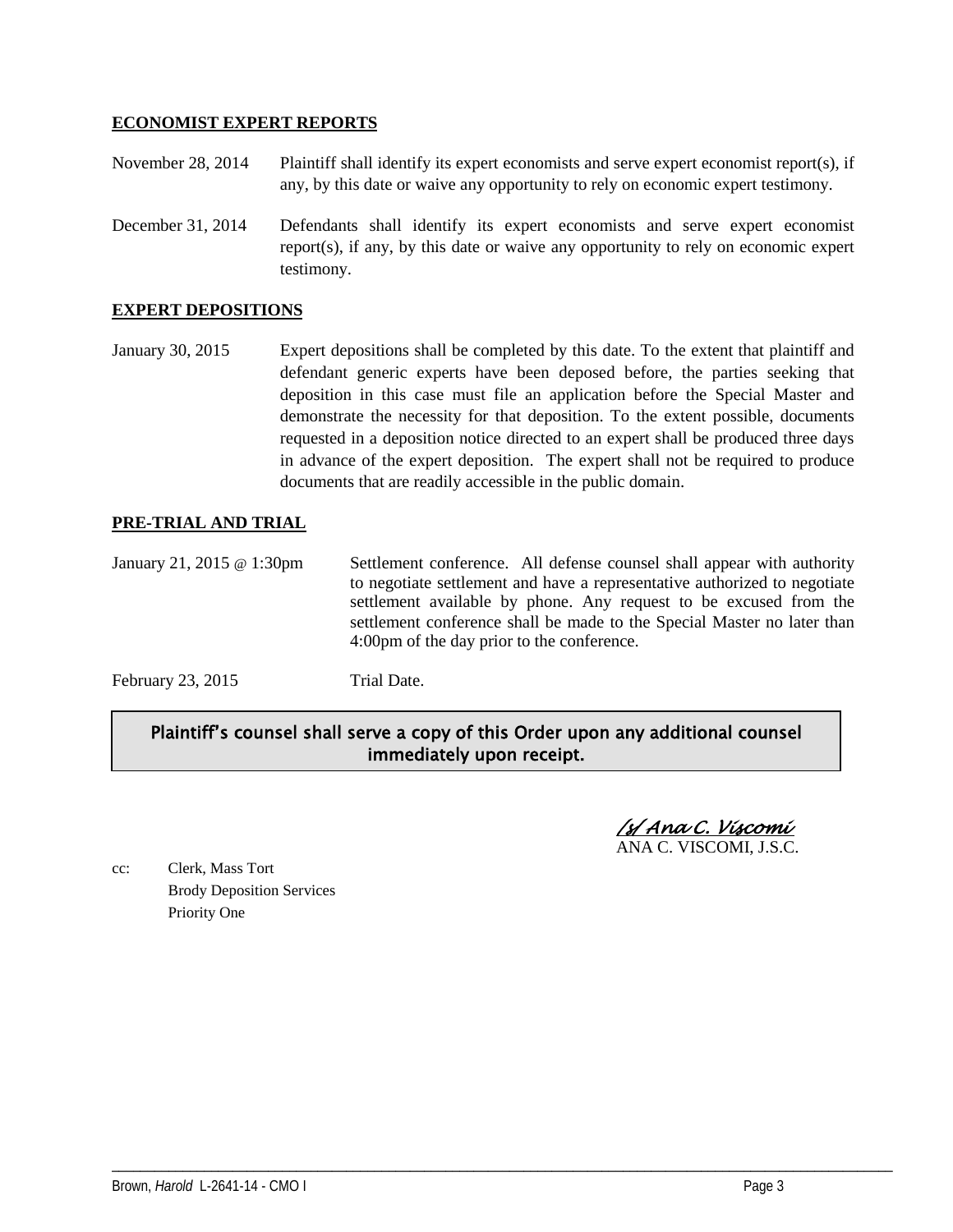**ECONOMIST EXPERT REPORTS**

| | |
|---|---|
| November 28, 2014 | Plaintiff shall identify its expert economists and serve expert economist report(s), if any, by this date or waive any opportunity to rely on economic expert testimony. |
| December 31, 2014 | Defendants shall identify its expert economists and serve expert economist report(s), if any, by this date or waive any opportunity to rely on economic expert testimony. |

**EXPERT DEPOSITIONS**

| | |
|---|---|
| January 30, 2015 | Expert depositions shall be completed by this date. To the extent that plaintiff and defendant generic experts have been deposed before, the parties seeking that deposition in this case must file an application before the Special Master and demonstrate the necessity for that deposition. To the extent possible, documents requested in a deposition notice directed to an expert shall be produced three days in advance of the expert deposition. The expert shall not be required to produce documents that are readily accessible in the public domain. |

**PRE-TRIAL AND TRIAL**

| | |
|---|---|
| January 21, 2015 @ 1:30pm | Settlement conference. All defense counsel shall appear with authority to negotiate settlement and have a representative authorized to negotiate settlement available by phone. Any request to be excused from the settlement conference shall be made to the Special Master no later than 4:00pm of the day prior to the conference. |
| February 23, 2015 | Trial Date. |

**Plaintiff's counsel shall serve a copy of this Order upon any additional counsel immediately upon receipt.**

/s/ Ana C. Viscomi
ANA C. VISCOMI, J.S.C.

cc: Clerk, Mass Tort
Brody Deposition Services
Priority One